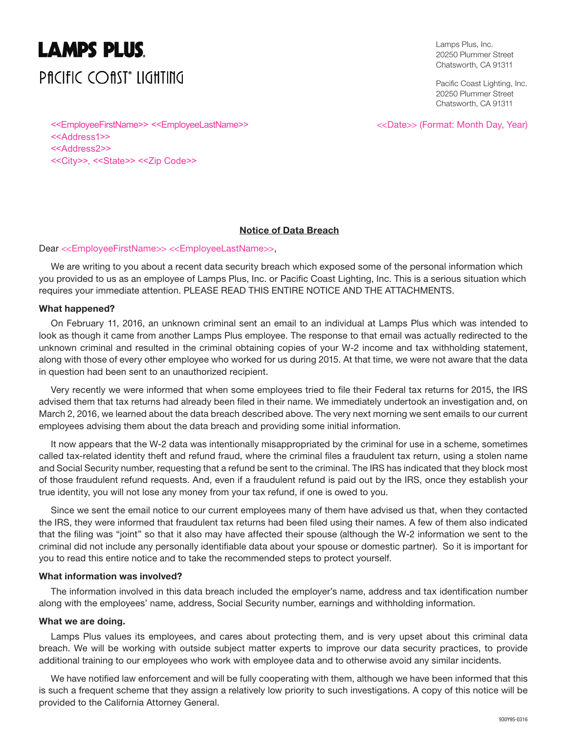**LAMPS PLUS.**

PACIFIC COAST® LIGHTING

Lamps Plus, Inc.
20250 Plummer Street
Chatsworth, CA 91311

Pacific Coast Lighting, Inc.
20250 Plummer Street
Chatsworth, CA 91311

<<EmployeeFirstName>> <<EmployeeLastName>>
<<Address1>>
<<Address2>>
<<City>>, <<State>> <<Zip Code>>

<<Date>> (Format: Month Day, Year)

## Notice of Data Breach

Dear <<EmployeeFirstName>> <<EmployeeLastName>>,

We are writing to you about a recent data security breach which exposed some of the personal information which you provided to us as an employee of Lamps Plus, Inc. or Pacific Coast Lighting, Inc. This is a serious situation which requires your immediate attention. PLEASE READ THIS ENTIRE NOTICE AND THE ATTACHMENTS.

**What happened?**

On February 11, 2016, an unknown criminal sent an email to an individual at Lamps Plus which was intended to look as though it came from another Lamps Plus employee. The response to that email was actually redirected to the unknown criminal and resulted in the criminal obtaining copies of your W-2 income and tax withholding statement, along with those of every other employee who worked for us during 2015. At that time, we were not aware that the data in question had been sent to an unauthorized recipient.

Very recently we were informed that when some employees tried to file their Federal tax returns for 2015, the IRS advised them that tax returns had already been filed in their name. We immediately undertook an investigation and, on March 2, 2016, we learned about the data breach described above. The very next morning we sent emails to our current employees advising them about the data breach and providing some initial information.

It now appears that the W-2 data was intentionally misappropriated by the criminal for use in a scheme, sometimes called tax-related identity theft and refund fraud, where the criminal files a fraudulent tax return, using a stolen name and Social Security number, requesting that a refund be sent to the criminal. The IRS has indicated that they block most of those fraudulent refund requests. And, even if a fraudulent refund is paid out by the IRS, once they establish your true identity, you will not lose any money from your tax refund, if one is owed to you.

Since we sent the email notice to our current employees many of them have advised us that, when they contacted the IRS, they were informed that fraudulent tax returns had been filed using their names. A few of them also indicated that the filing was "joint" so that it also may have affected their spouse (although the W-2 information we sent to the criminal did not include any personally identifiable data about your spouse or domestic partner). So it is important for you to read this entire notice and to take the recommended steps to protect yourself.

**What information was involved?**

The information involved in this data breach included the employer's name, address and tax identification number along with the employees' name, address, Social Security number, earnings and withholding information.

**What we are doing.**

Lamps Plus values its employees, and cares about protecting them, and is very upset about this criminal data breach. We will be working with outside subject matter experts to improve our data security practices, to provide additional training to our employees who work with employee data and to otherwise avoid any similar incidents.

We have notified law enforcement and will be fully cooperating with them, although we have been informed that this is such a frequent scheme that they assign a relatively low priority to such investigations. A copy of this notice will be provided to the California Attorney General.

930Y95-0316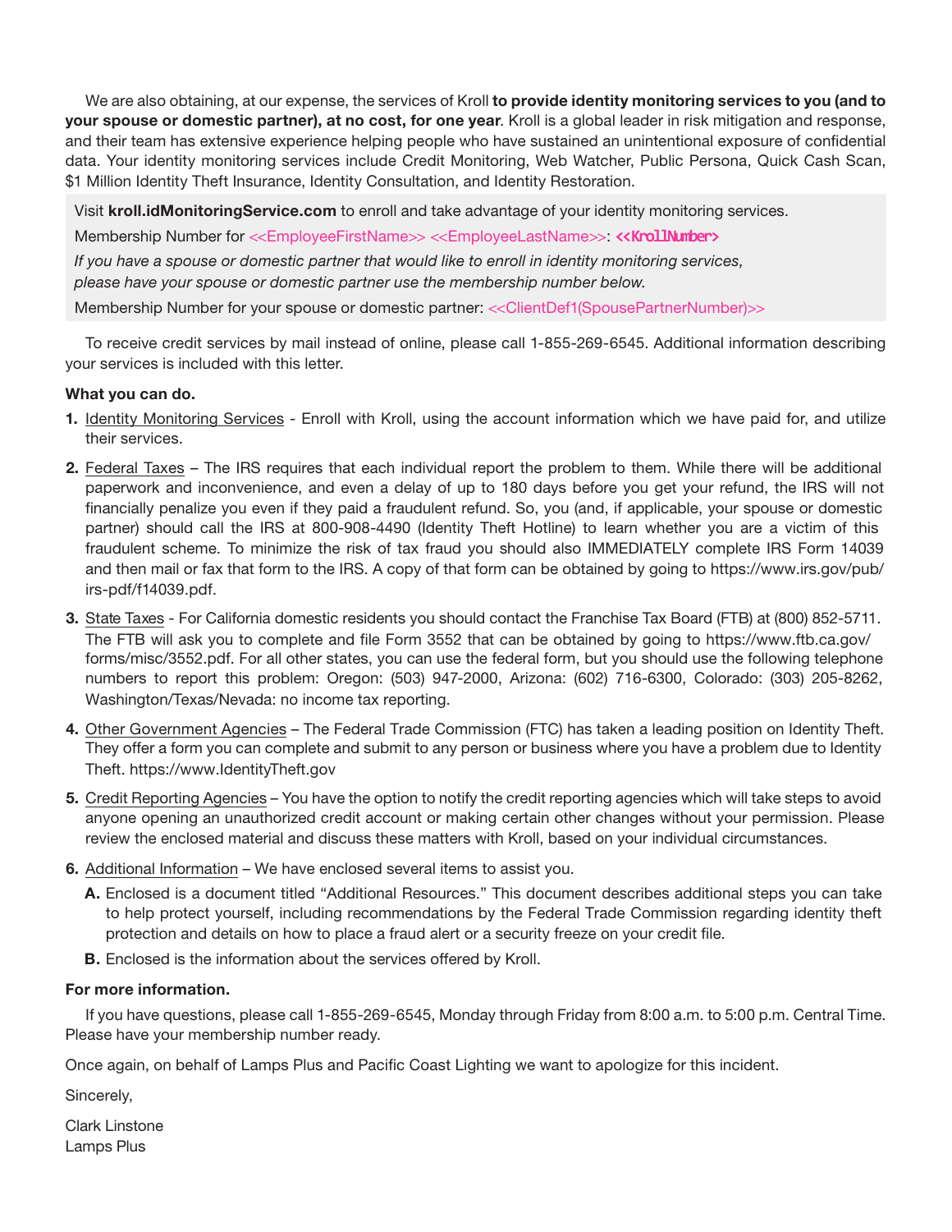We are also obtaining, at our expense, the services of Kroll **to provide identity monitoring services to you (and to your spouse or domestic partner), at no cost, for one year**. Kroll is a global leader in risk mitigation and response, and their team has extensive experience helping people who have sustained an unintentional exposure of confidential data. Your identity monitoring services include Credit Monitoring, Web Watcher, Public Persona, Quick Cash Scan, $1 Million Identity Theft Insurance, Identity Consultation, and Identity Restoration.

Visit **kroll.idMonitoringService.com** to enroll and take advantage of your identity monitoring services.

Membership Number for <<EmployeeFirstName>> <<EmployeeLastName>>: **<<KrollNumber>>**

*If you have a spouse or domestic partner that would like to enroll in identity monitoring services, please have your spouse or domestic partner use the membership number below.*

Membership Number for your spouse or domestic partner: <<ClientDef1(SpousePartnerNumber)>>

To receive credit services by mail instead of online, please call 1-855-269-6545. Additional information describing your services is included with this letter.

**What you can do.**

1. Identity Monitoring Services - Enroll with Kroll, using the account information which we have paid for, and utilize their services.
2. Federal Taxes – The IRS requires that each individual report the problem to them. While there will be additional paperwork and inconvenience, and even a delay of up to 180 days before you get your refund, the IRS will not financially penalize you even if they paid a fraudulent refund. So, you (and, if applicable, your spouse or domestic partner) should call the IRS at 800-908-4490 (Identity Theft Hotline) to learn whether you are a victim of this fraudulent scheme. To minimize the risk of tax fraud you should also IMMEDIATELY complete IRS Form 14039 and then mail or fax that form to the IRS. A copy of that form can be obtained by going to https://www.irs.gov/pub/irs-pdf/f14039.pdf.
3. State Taxes - For California domestic residents you should contact the Franchise Tax Board (FTB) at (800) 852-5711. The FTB will ask you to complete and file Form 3552 that can be obtained by going to https://www.ftb.ca.gov/forms/misc/3552.pdf. For all other states, you can use the federal form, but you should use the following telephone numbers to report this problem: Oregon: (503) 947-2000, Arizona: (602) 716-6300, Colorado: (303) 205-8262, Washington/Texas/Nevada: no income tax reporting.
4. Other Government Agencies – The Federal Trade Commission (FTC) has taken a leading position on Identity Theft. They offer a form you can complete and submit to any person or business where you have a problem due to Identity Theft. https://www.IdentityTheft.gov
5. Credit Reporting Agencies – You have the option to notify the credit reporting agencies which will take steps to avoid anyone opening an unauthorized credit account or making certain other changes without your permission. Please review the enclosed material and discuss these matters with Kroll, based on your individual circumstances.
6. Additional Information – We have enclosed several items to assist you.
   - **A.** Enclosed is a document titled "Additional Resources." This document describes additional steps you can take to help protect yourself, including recommendations by the Federal Trade Commission regarding identity theft protection and details on how to place a fraud alert or a security freeze on your credit file.
   - **B.** Enclosed is the information about the services offered by Kroll.

**For more information.**

If you have questions, please call 1-855-269-6545, Monday through Friday from 8:00 a.m. to 5:00 p.m. Central Time. Please have your membership number ready.

Once again, on behalf of Lamps Plus and Pacific Coast Lighting we want to apologize for this incident.

Sincerely,

Clark Linstone
Lamps Plus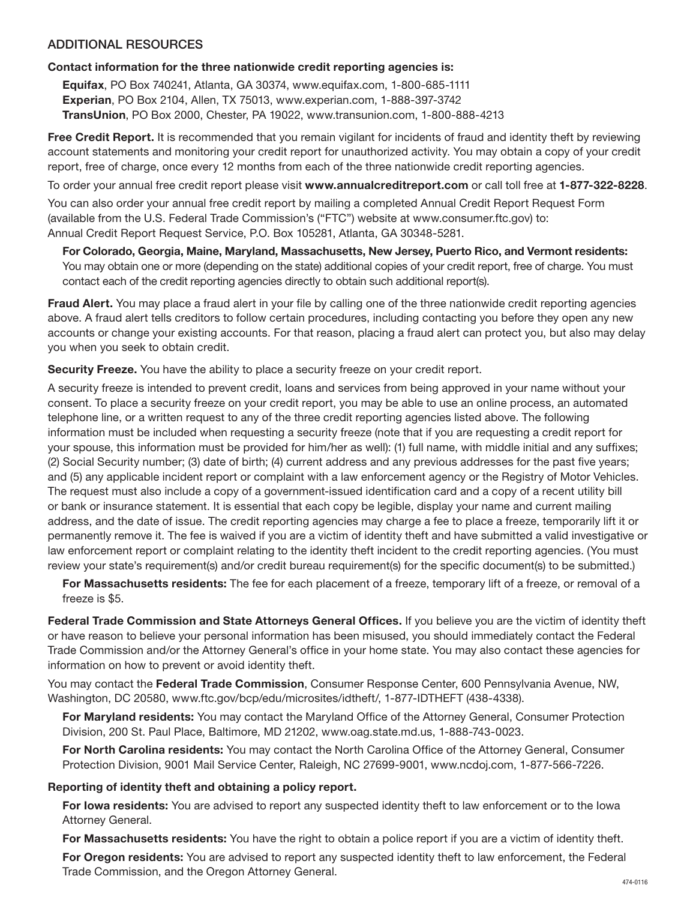## ADDITIONAL RESOURCES

**Contact information for the three nationwide credit reporting agencies is:**

**Equifax**, PO Box 740241, Atlanta, GA 30374, www.equifax.com, 1-800-685-1111
**Experian**, PO Box 2104, Allen, TX 75013, www.experian.com, 1-888-397-3742
**TransUnion**, PO Box 2000, Chester, PA 19022, www.transunion.com, 1-800-888-4213

**Free Credit Report.** It is recommended that you remain vigilant for incidents of fraud and identity theft by reviewing account statements and monitoring your credit report for unauthorized activity. You may obtain a copy of your credit report, free of charge, once every 12 months from each of the three nationwide credit reporting agencies.

To order your annual free credit report please visit **www.annualcreditreport.com** or call toll free at **1-877-322-8228**.

You can also order your annual free credit report by mailing a completed Annual Credit Report Request Form (available from the U.S. Federal Trade Commission's ("FTC") website at www.consumer.ftc.gov) to:
Annual Credit Report Request Service, P.O. Box 105281, Atlanta, GA 30348-5281.

**For Colorado, Georgia, Maine, Maryland, Massachusetts, New Jersey, Puerto Rico, and Vermont residents:** You may obtain one or more (depending on the state) additional copies of your credit report, free of charge. You must contact each of the credit reporting agencies directly to obtain such additional report(s).

**Fraud Alert.** You may place a fraud alert in your file by calling one of the three nationwide credit reporting agencies above. A fraud alert tells creditors to follow certain procedures, including contacting you before they open any new accounts or change your existing accounts. For that reason, placing a fraud alert can protect you, but also may delay you when you seek to obtain credit.

**Security Freeze.** You have the ability to place a security freeze on your credit report.

A security freeze is intended to prevent credit, loans and services from being approved in your name without your consent. To place a security freeze on your credit report, you may be able to use an online process, an automated telephone line, or a written request to any of the three credit reporting agencies listed above. The following information must be included when requesting a security freeze (note that if you are requesting a credit report for your spouse, this information must be provided for him/her as well): (1) full name, with middle initial and any suffixes; (2) Social Security number; (3) date of birth; (4) current address and any previous addresses for the past five years; and (5) any applicable incident report or complaint with a law enforcement agency or the Registry of Motor Vehicles. The request must also include a copy of a government-issued identification card and a copy of a recent utility bill or bank or insurance statement. It is essential that each copy be legible, display your name and current mailing address, and the date of issue. The credit reporting agencies may charge a fee to place a freeze, temporarily lift it or permanently remove it. The fee is waived if you are a victim of identity theft and have submitted a valid investigative or law enforcement report or complaint relating to the identity theft incident to the credit reporting agencies. (You must review your state's requirement(s) and/or credit bureau requirement(s) for the specific document(s) to be submitted.)

**For Massachusetts residents:** The fee for each placement of a freeze, temporary lift of a freeze, or removal of a freeze is $5.

**Federal Trade Commission and State Attorneys General Offices.** If you believe you are the victim of identity theft or have reason to believe your personal information has been misused, you should immediately contact the Federal Trade Commission and/or the Attorney General's office in your home state. You may also contact these agencies for information on how to prevent or avoid identity theft.

You may contact the **Federal Trade Commission**, Consumer Response Center, 600 Pennsylvania Avenue, NW, Washington, DC 20580, www.ftc.gov/bcp/edu/microsites/idtheft/, 1-877-IDTHEFT (438-4338).

**For Maryland residents:** You may contact the Maryland Office of the Attorney General, Consumer Protection Division, 200 St. Paul Place, Baltimore, MD 21202, www.oag.state.md.us, 1-888-743-0023.

**For North Carolina residents:** You may contact the North Carolina Office of the Attorney General, Consumer Protection Division, 9001 Mail Service Center, Raleigh, NC 27699-9001, www.ncdoj.com, 1-877-566-7226.

**Reporting of identity theft and obtaining a policy report.**

**For Iowa residents:** You are advised to report any suspected identity theft to law enforcement or to the Iowa Attorney General.

**For Massachusetts residents:** You have the right to obtain a police report if you are a victim of identity theft.

**For Oregon residents:** You are advised to report any suspected identity theft to law enforcement, the Federal Trade Commission, and the Oregon Attorney General.

474-0116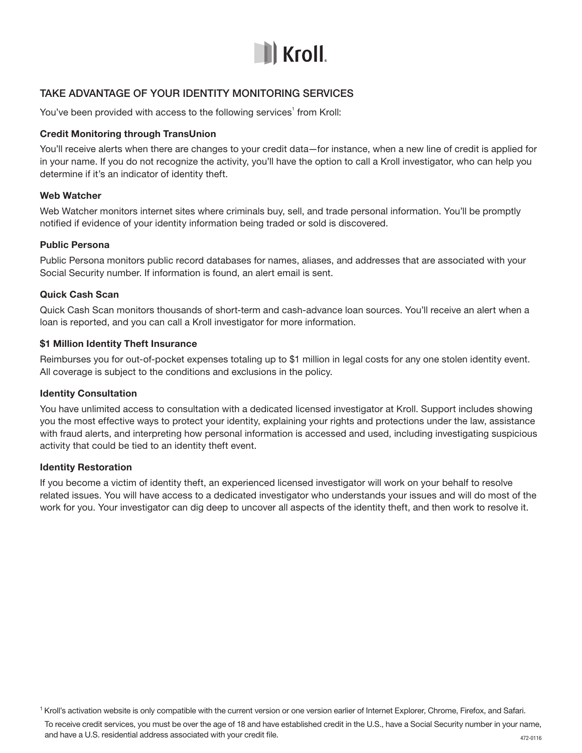Kroll

## TAKE ADVANTAGE OF YOUR IDENTITY MONITORING SERVICES

You've been provided with access to the following services[1] from Kroll:

### Credit Monitoring through TransUnion

You'll receive alerts when there are changes to your credit data—for instance, when a new line of credit is applied for in your name. If you do not recognize the activity, you'll have the option to call a Kroll investigator, who can help you determine if it's an indicator of identity theft.

### Web Watcher

Web Watcher monitors internet sites where criminals buy, sell, and trade personal information. You'll be promptly notified if evidence of your identity information being traded or sold is discovered.

### Public Persona

Public Persona monitors public record databases for names, aliases, and addresses that are associated with your Social Security number. If information is found, an alert email is sent.

### Quick Cash Scan

Quick Cash Scan monitors thousands of short-term and cash-advance loan sources. You'll receive an alert when a loan is reported, and you can call a Kroll investigator for more information.

### $1 Million Identity Theft Insurance

Reimburses you for out-of-pocket expenses totaling up to $1 million in legal costs for any one stolen identity event. All coverage is subject to the conditions and exclusions in the policy.

### Identity Consultation

You have unlimited access to consultation with a dedicated licensed investigator at Kroll. Support includes showing you the most effective ways to protect your identity, explaining your rights and protections under the law, assistance with fraud alerts, and interpreting how personal information is accessed and used, including investigating suspicious activity that could be tied to an identity theft event.

### Identity Restoration

If you become a victim of identity theft, an experienced licensed investigator will work on your behalf to resolve related issues. You will have access to a dedicated investigator who understands your issues and will do most of the work for you. Your investigator can dig deep to uncover all aspects of the identity theft, and then work to resolve it.

[1] Kroll's activation website is only compatible with the current version or one version earlier of Internet Explorer, Chrome, Firefox, and Safari.

To receive credit services, you must be over the age of 18 and have established credit in the U.S., have a Social Security number in your name, and have a U.S. residential address associated with your credit file.

472-0116